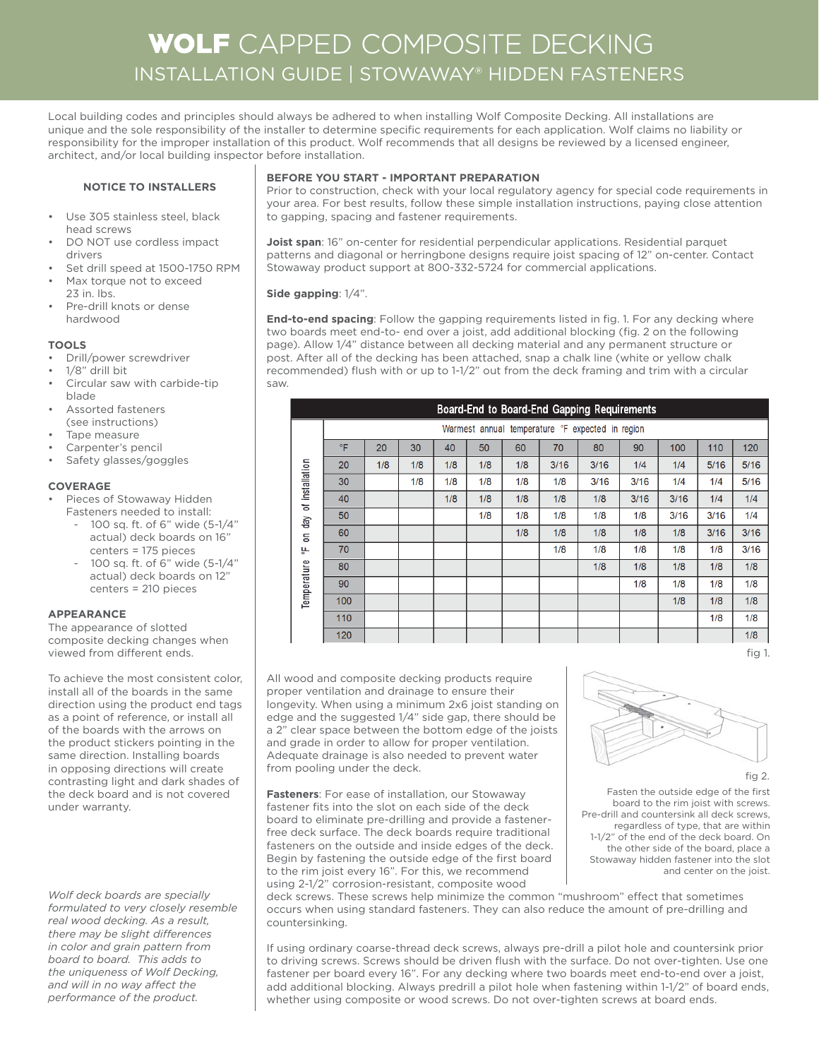# WOLF CAPPED COMPOSITE DECKING

## INSTALLATION GUIDE | STOWAWAY® HIDDEN FASTENERS

Local building codes and principles should always be adhered to when installing Wolf Composite Decking. All installations are unique and the sole responsibility of the installer to determine specific requirements for each application. Wolf claims no liability or responsibility for the improper installation of this product. Wolf recommends that all designs be reviewed by a licensed engineer, architect, and/or local building inspector before installation.

#### NOTICE TO INSTALLERS

- Use 305 stainless steel, black head screws
- DO NOT use cordless impact drivers
- Set drill speed at 1500-1750 RPM
- Max torque not to exceed 23 in. lbs.
- Pre-drill knots or dense hardwood

#### TOOLS

- Drill/power screwdriver
- 1/8" drill bit
- Circular saw with carbide-tip blade
- Assorted fasteners (see instructions)
- Tape measure
- Carpenter's pencil
- Safety glasses/goggles

#### COVERAGE

- Pieces of Stowaway Hidden Fasteners needed to install:
  - 100 sq. ft. of 6" wide (5-1/4" actual) deck boards on 16" centers = 175 pieces
  - 100 sq. ft. of 6" wide (5-1/4" actual) deck boards on 12" centers = 210 pieces

#### APPEARANCE

The appearance of slotted composite decking changes when viewed from different ends.

To achieve the most consistent color, install all of the boards in the same direction using the product end tags as a point of reference, or install all of the boards with the arrows on the product stickers pointing in the same direction. Installing boards in opposing directions will create contrasting light and dark shades of the deck board and is not covered under warranty.

*Wolf deck boards are specially formulated to very closely resemble real wood decking. As a result, there may be slight differences in color and grain pattern from board to board. This adds to the uniqueness of Wolf Decking, and will in no way affect the performance of the product.*

#### BEFORE YOU START - IMPORTANT PREPARATION

Prior to construction, check with your local regulatory agency for special code requirements in your area. For best results, follow these simple installation instructions, paying close attention to gapping, spacing and fastener requirements.

**Joist span**: 16" on-center for residential perpendicular applications. Residential parquet patterns and diagonal or herringbone designs require joist spacing of 12" on-center. Contact Stowaway product support at 800-332-5724 for commercial applications.

**Side gapping**: 1/4".

**End-to-end spacing**: Follow the gapping requirements listed in fig. 1. For any decking where two boards meet end-to- end over a joist, add additional blocking (fig. 2 on the following page). Allow 1/4" distance between all decking material and any permanent structure or post. After all of the decking has been attached, snap a chalk line (white or yellow chalk recommended) flush with or up to 1-1/2" out from the deck framing and trim with a circular saw.

**Board-End to Board-End Gapping Requirements**

| Temperature °F on day of Installation | Warmest annual temperature °F expected in region | | | | | | | | | | |
|---|---|---|---|---|---|---|---|---|---|---|---|
| °F | 20 | 30 | 40 | 50 | 60 | 70 | 80 | 90 | 100 | 110 | 120 |
| 20 | 1/8 | 1/8 | 1/8 | 1/8 | 1/8 | 3/16 | 3/16 | 1/4 | 1/4 | 5/16 | 5/16 |
| 30 | | 1/8 | 1/8 | 1/8 | 1/8 | 1/8 | 3/16 | 3/16 | 1/4 | 1/4 | 5/16 |
| 40 | | | 1/8 | 1/8 | 1/8 | 1/8 | 1/8 | 3/16 | 3/16 | 1/4 | 1/4 |
| 50 | | | | 1/8 | 1/8 | 1/8 | 1/8 | 1/8 | 3/16 | 3/16 | 1/4 |
| 60 | | | | | 1/8 | 1/8 | 1/8 | 1/8 | 1/8 | 3/16 | 3/16 |
| 70 | | | | | | 1/8 | 1/8 | 1/8 | 1/8 | 1/8 | 3/16 |
| 80 | | | | | | | 1/8 | 1/8 | 1/8 | 1/8 | 1/8 |
| 90 | | | | | | | | 1/8 | 1/8 | 1/8 | 1/8 |
| 100 | | | | | | | | | 1/8 | 1/8 | 1/8 |
| 110 | | | | | | | | | | 1/8 | 1/8 |
| 120 | | | | | | | | | | | 1/8 |

fig 1.

All wood and composite decking products require proper ventilation and drainage to ensure their longevity. When using a minimum 2x6 joist standing on edge and the suggested 1/4" side gap, there should be a 2" clear space between the bottom edge of the joists and grade in order to allow for proper ventilation. Adequate drainage is also needed to prevent water from pooling under the deck.

fig 2.

Fasten the outside edge of the first board to the rim joist with screws. Pre-drill and countersink all deck screws, regardless of type, that are within 1-1/2" of the end of the deck board. On the other side of the board, place a Stowaway hidden fastener into the slot and center on the joist.

**Fasteners**: For ease of installation, our Stowaway fastener fits into the slot on each side of the deck board to eliminate pre-drilling and provide a fastener-free deck surface. The deck boards require traditional fasteners on the outside and inside edges of the deck. Begin by fastening the outside edge of the first board to the rim joist every 16". For this, we recommend using 2-1/2" corrosion-resistant, composite wood deck screws. These screws help minimize the common "mushroom" effect that sometimes occurs when using standard fasteners. They can also reduce the amount of pre-drilling and countersinking.

If using ordinary coarse-thread deck screws, always pre-drill a pilot hole and countersink prior to driving screws. Screws should be driven flush with the surface. Do not over-tighten. Use one fastener per board every 16". For any decking where two boards meet end-to-end over a joist, add additional blocking. Always predrill a pilot hole when fastening within 1-1/2" of board ends, whether using composite or wood screws. Do not over-tighten screws at board ends.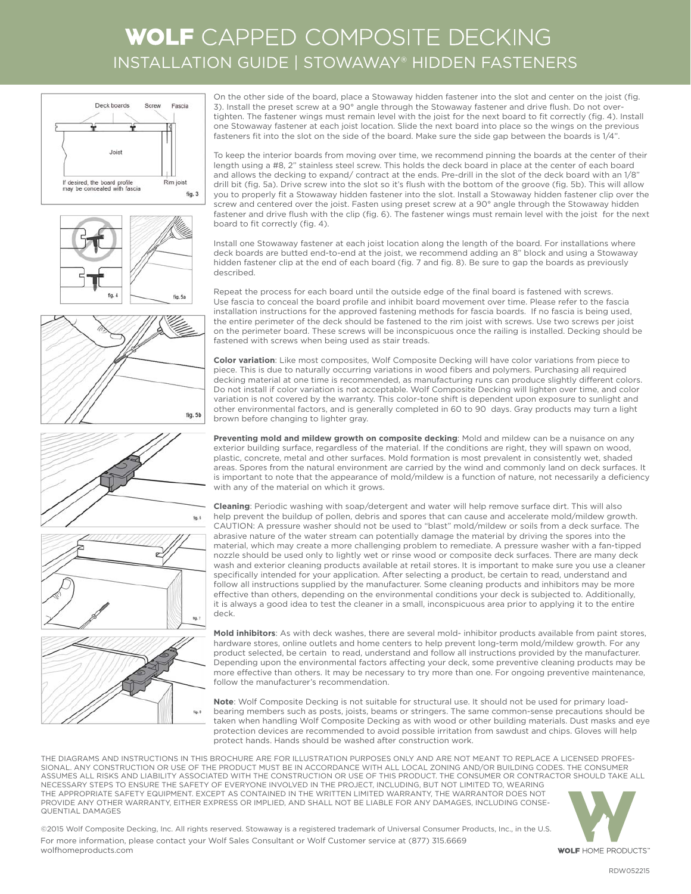# WOLF CAPPED COMPOSITE DECKING

## INSTALLATION GUIDE | STOWAWAY® HIDDEN FASTENERS

Deck boards
Screw
Fascia
Joist
If desired, the board profile may be concealed with fascia
Rim joist
fig. 3

fig. 4
fig. 5a
fig. 5b
fig. 6
fig. 7
fig. 8

On the other side of the board, place a Stowaway hidden fastener into the slot and center on the joist (fig. 3). Install the preset screw at a 90° angle through the Stowaway fastener and drive flush. Do not over-tighten. The fastener wings must remain level with the joist for the next board to fit correctly (fig. 4). Install one Stowaway fastener at each joist location. Slide the next board into place so the wings on the previous fasteners fit into the slot on the side of the board. Make sure the side gap between the boards is 1/4".

To keep the interior boards from moving over time, we recommend pinning the boards at the center of their length using a #8, 2" stainless steel screw. This holds the deck board in place at the center of each board and allows the decking to expand/ contract at the ends. Pre-drill in the slot of the deck board with an 1/8" drill bit (fig. 5a). Drive screw into the slot so it's flush with the bottom of the groove (fig. 5b). This will allow you to properly fit a Stowaway hidden fastener into the slot. Install a Stowaway hidden fastener clip over the screw and centered over the joist. Fasten using preset screw at a 90° angle through the Stowaway hidden fastener and drive flush with the clip (fig. 6). The fastener wings must remain level with the joist for the next board to fit correctly (fig. 4).

Install one Stowaway fastener at each joist location along the length of the board. For installations where deck boards are butted end-to-end at the joist, we recommend adding an 8" block and using a Stowaway hidden fastener clip at the end of each board (fig. 7 and fig. 8). Be sure to gap the boards as previously described.

Repeat the process for each board until the outside edge of the final board is fastened with screws. Use fascia to conceal the board profile and inhibit board movement over time. Please refer to the fascia installation instructions for the approved fastening methods for fascia boards. If no fascia is being used, the entire perimeter of the deck should be fastened to the rim joist with screws. Use two screws per joist on the perimeter board. These screws will be inconspicuous once the railing is installed. Decking should be fastened with screws when being used as stair treads.

**Color variation**: Like most composites, Wolf Composite Decking will have color variations from piece to piece. This is due to naturally occurring variations in wood fibers and polymers. Purchasing all required decking material at one time is recommended, as manufacturing runs can produce slightly different colors. Do not install if color variation is not acceptable. Wolf Composite Decking will lighten over time, and color variation is not covered by the warranty. This color-tone shift is dependent upon exposure to sunlight and other environmental factors, and is generally completed in 60 to 90 days. Gray products may turn a light brown before changing to lighter gray.

**Preventing mold and mildew growth on composite decking**: Mold and mildew can be a nuisance on any exterior building surface, regardless of the material. If the conditions are right, they will spawn on wood, plastic, concrete, metal and other surfaces. Mold formation is most prevalent in consistently wet, shaded areas. Spores from the natural environment are carried by the wind and commonly land on deck surfaces. It is important to note that the appearance of mold/mildew is a function of nature, not necessarily a deficiency with any of the material on which it grows.

**Cleaning**: Periodic washing with soap/detergent and water will help remove surface dirt. This will also help prevent the buildup of pollen, debris and spores that can cause and accelerate mold/mildew growth. CAUTION: A pressure washer should not be used to "blast" mold/mildew or soils from a deck surface. The abrasive nature of the water stream can potentially damage the material by driving the spores into the material, which may create a more challenging problem to remediate. A pressure washer with a fan-tipped nozzle should be used only to lightly wet or rinse wood or composite deck surfaces. There are many deck wash and exterior cleaning products available at retail stores. It is important to make sure you use a cleaner specifically intended for your application. After selecting a product, be certain to read, understand and follow all instructions supplied by the manufacturer. Some cleaning products and inhibitors may be more effective than others, depending on the environmental conditions your deck is subjected to. Additionally, it is always a good idea to test the cleaner in a small, inconspicuous area prior to applying it to the entire deck.

**Mold inhibitors**: As with deck washes, there are several mold- inhibitor products available from paint stores, hardware stores, online outlets and home centers to help prevent long-term mold/mildew growth. For any product selected, be certain to read, understand and follow all instructions provided by the manufacturer. Depending upon the environmental factors affecting your deck, some preventive cleaning products may be more effective than others. It may be necessary to try more than one. For ongoing preventive maintenance, follow the manufacturer's recommendation.

**Note**: Wolf Composite Decking is not suitable for structural use. It should not be used for primary load-bearing members such as posts, joists, beams or stringers. The same common-sense precautions should be taken when handling Wolf Composite Decking as with wood or other building materials. Dust masks and eye protection devices are recommended to avoid possible irritation from sawdust and chips. Gloves will help protect hands. Hands should be washed after construction work.

THE DIAGRAMS AND INSTRUCTIONS IN THIS BROCHURE ARE FOR ILLUSTRATION PURPOSES ONLY AND ARE NOT MEANT TO REPLACE A LICENSED PROFESSIONAL. ANY CONSTRUCTION OR USE OF THE PRODUCT MUST BE IN ACCORDANCE WITH ALL LOCAL ZONING AND/OR BUILDING CODES. THE CONSUMER ASSUMES ALL RISKS AND LIABILITY ASSOCIATED WITH THE CONSTRUCTION OR USE OF THIS PRODUCT. THE CONSUMER OR CONTRACTOR SHOULD TAKE ALL NECESSARY STEPS TO ENSURE THE SAFETY OF EVERYONE INVOLVED IN THE PROJECT, INCLUDING, BUT NOT LIMITED TO, WEARING THE APPROPRIATE SAFETY EQUIPMENT. EXCEPT AS CONTAINED IN THE WRITTEN LIMITED WARRANTY, THE WARRANTOR DOES NOT PROVIDE ANY OTHER WARRANTY, EITHER EXPRESS OR IMPLIED, AND SHALL NOT BE LIABLE FOR ANY DAMAGES, INCLUDING CONSEQUENTIAL DAMAGES

©2015 Wolf Composite Decking, Inc. All rights reserved. Stowaway is a registered trademark of Universal Consumer Products, Inc., in the U.S.

For more information, please contact your Wolf Sales Consultant or Wolf Customer service at (877) 315.6669
wolfhomeproducts.com

WOLF HOME PRODUCTS™

RDW052215